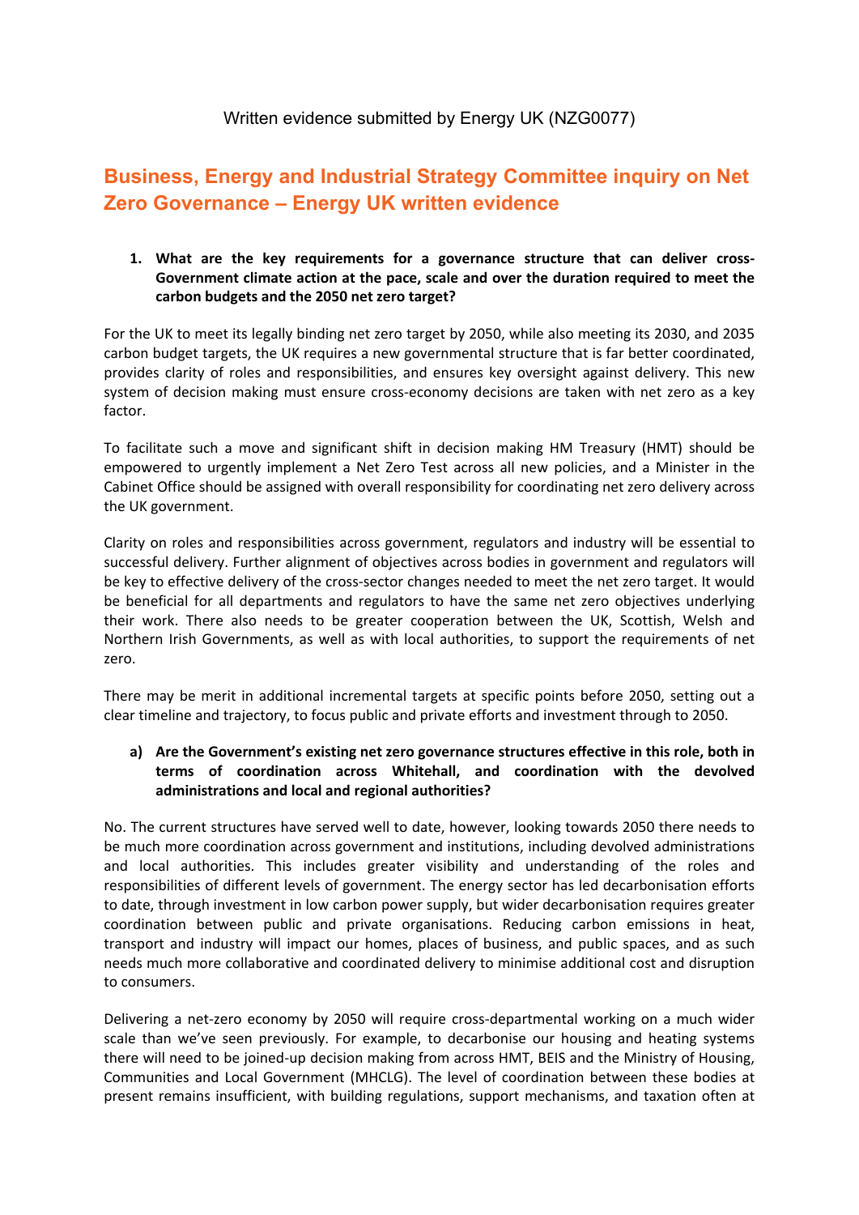Written evidence submitted by Energy UK (NZG0077)

# Business, Energy and Industrial Strategy Committee inquiry on Net Zero Governance – Energy UK written evidence

1. **What are the key requirements for a governance structure that can deliver cross-Government climate action at the pace, scale and over the duration required to meet the carbon budgets and the 2050 net zero target?**

For the UK to meet its legally binding net zero target by 2050, while also meeting its 2030, and 2035 carbon budget targets, the UK requires a new governmental structure that is far better coordinated, provides clarity of roles and responsibilities, and ensures key oversight against delivery. This new system of decision making must ensure cross-economy decisions are taken with net zero as a key factor.

To facilitate such a move and significant shift in decision making HM Treasury (HMT) should be empowered to urgently implement a Net Zero Test across all new policies, and a Minister in the Cabinet Office should be assigned with overall responsibility for coordinating net zero delivery across the UK government.

Clarity on roles and responsibilities across government, regulators and industry will be essential to successful delivery. Further alignment of objectives across bodies in government and regulators will be key to effective delivery of the cross-sector changes needed to meet the net zero target. It would be beneficial for all departments and regulators to have the same net zero objectives underlying their work. There also needs to be greater cooperation between the UK, Scottish, Welsh and Northern Irish Governments, as well as with local authorities, to support the requirements of net zero.

There may be merit in additional incremental targets at specific points before 2050, setting out a clear timeline and trajectory, to focus public and private efforts and investment through to 2050.

a) **Are the Government's existing net zero governance structures effective in this role, both in terms of coordination across Whitehall, and coordination with the devolved administrations and local and regional authorities?**

No. The current structures have served well to date, however, looking towards 2050 there needs to be much more coordination across government and institutions, including devolved administrations and local authorities. This includes greater visibility and understanding of the roles and responsibilities of different levels of government. The energy sector has led decarbonisation efforts to date, through investment in low carbon power supply, but wider decarbonisation requires greater coordination between public and private organisations. Reducing carbon emissions in heat, transport and industry will impact our homes, places of business, and public spaces, and as such needs much more collaborative and coordinated delivery to minimise additional cost and disruption to consumers.

Delivering a net-zero economy by 2050 will require cross-departmental working on a much wider scale than we've seen previously. For example, to decarbonise our housing and heating systems there will need to be joined-up decision making from across HMT, BEIS and the Ministry of Housing, Communities and Local Government (MHCLG). The level of coordination between these bodies at present remains insufficient, with building regulations, support mechanisms, and taxation often at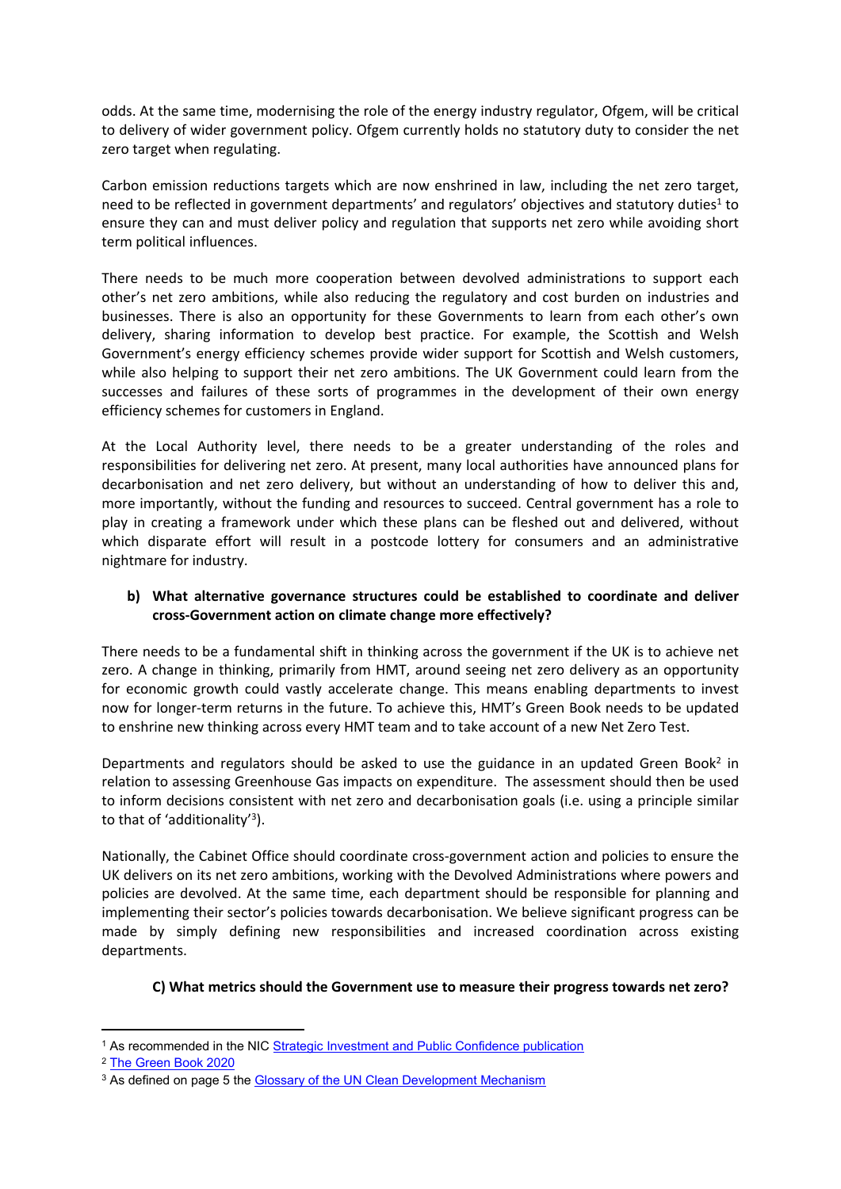odds. At the same time, modernising the role of the energy industry regulator, Ofgem, will be critical to delivery of wider government policy. Ofgem currently holds no statutory duty to consider the net zero target when regulating.

Carbon emission reductions targets which are now enshrined in law, including the net zero target, need to be reflected in government departments' and regulators' objectives and statutory duties[1] to ensure they can and must deliver policy and regulation that supports net zero while avoiding short term political influences.

There needs to be much more cooperation between devolved administrations to support each other's net zero ambitions, while also reducing the regulatory and cost burden on industries and businesses. There is also an opportunity for these Governments to learn from each other's own delivery, sharing information to develop best practice. For example, the Scottish and Welsh Government's energy efficiency schemes provide wider support for Scottish and Welsh customers, while also helping to support their net zero ambitions. The UK Government could learn from the successes and failures of these sorts of programmes in the development of their own energy efficiency schemes for customers in England.

At the Local Authority level, there needs to be a greater understanding of the roles and responsibilities for delivering net zero. At present, many local authorities have announced plans for decarbonisation and net zero delivery, but without an understanding of how to deliver this and, more importantly, without the funding and resources to succeed. Central government has a role to play in creating a framework under which these plans can be fleshed out and delivered, without which disparate effort will result in a postcode lottery for consumers and an administrative nightmare for industry.

**b) What alternative governance structures could be established to coordinate and deliver cross-Government action on climate change more effectively?**

There needs to be a fundamental shift in thinking across the government if the UK is to achieve net zero. A change in thinking, primarily from HMT, around seeing net zero delivery as an opportunity for economic growth could vastly accelerate change. This means enabling departments to invest now for longer-term returns in the future. To achieve this, HMT's Green Book needs to be updated to enshrine new thinking across every HMT team and to take account of a new Net Zero Test.

Departments and regulators should be asked to use the guidance in an updated Green Book[2] in relation to assessing Greenhouse Gas impacts on expenditure. The assessment should then be used to inform decisions consistent with net zero and decarbonisation goals (i.e. using a principle similar to that of 'additionality'[3]).

Nationally, the Cabinet Office should coordinate cross-government action and policies to ensure the UK delivers on its net zero ambitions, working with the Devolved Administrations where powers and policies are devolved. At the same time, each department should be responsible for planning and implementing their sector's policies towards decarbonisation. We believe significant progress can be made by simply defining new responsibilities and increased coordination across existing departments.

**C) What metrics should the Government use to measure their progress towards net zero?**

---

[1] As recommended in the NIC Strategic Investment and Public Confidence publication

[2] The Green Book 2020

[3] As defined on page 5 the Glossary of the UN Clean Development Mechanism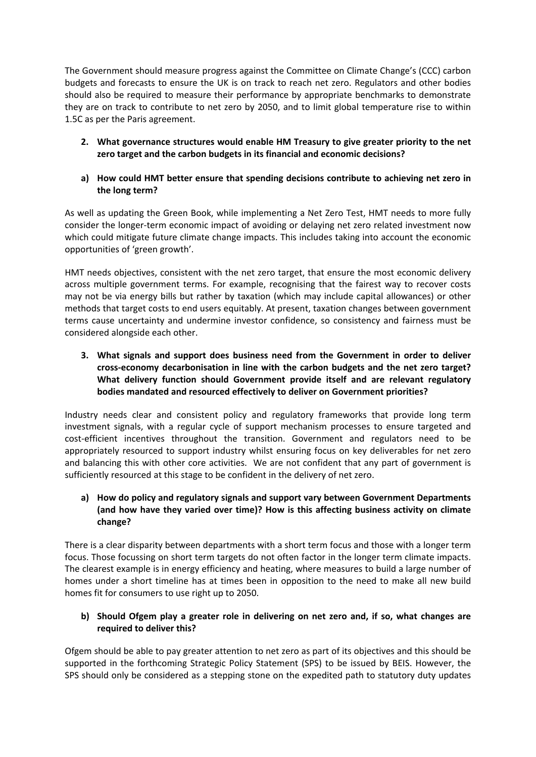The Government should measure progress against the Committee on Climate Change's (CCC) carbon budgets and forecasts to ensure the UK is on track to reach net zero. Regulators and other bodies should also be required to measure their performance by appropriate benchmarks to demonstrate they are on track to contribute to net zero by 2050, and to limit global temperature rise to within 1.5C as per the Paris agreement.

**2. What governance structures would enable HM Treasury to give greater priority to the net zero target and the carbon budgets in its financial and economic decisions?**

**a) How could HMT better ensure that spending decisions contribute to achieving net zero in the long term?**

As well as updating the Green Book, while implementing a Net Zero Test, HMT needs to more fully consider the longer-term economic impact of avoiding or delaying net zero related investment now which could mitigate future climate change impacts. This includes taking into account the economic opportunities of 'green growth'.

HMT needs objectives, consistent with the net zero target, that ensure the most economic delivery across multiple government terms. For example, recognising that the fairest way to recover costs may not be via energy bills but rather by taxation (which may include capital allowances) or other methods that target costs to end users equitably. At present, taxation changes between government terms cause uncertainty and undermine investor confidence, so consistency and fairness must be considered alongside each other.

**3. What signals and support does business need from the Government in order to deliver cross-economy decarbonisation in line with the carbon budgets and the net zero target? What delivery function should Government provide itself and are relevant regulatory bodies mandated and resourced effectively to deliver on Government priorities?**

Industry needs clear and consistent policy and regulatory frameworks that provide long term investment signals, with a regular cycle of support mechanism processes to ensure targeted and cost-efficient incentives throughout the transition. Government and regulators need to be appropriately resourced to support industry whilst ensuring focus on key deliverables for net zero and balancing this with other core activities. We are not confident that any part of government is sufficiently resourced at this stage to be confident in the delivery of net zero.

**a) How do policy and regulatory signals and support vary between Government Departments (and how have they varied over time)? How is this affecting business activity on climate change?**

There is a clear disparity between departments with a short term focus and those with a longer term focus. Those focussing on short term targets do not often factor in the longer term climate impacts. The clearest example is in energy efficiency and heating, where measures to build a large number of homes under a short timeline has at times been in opposition to the need to make all new build homes fit for consumers to use right up to 2050.

**b) Should Ofgem play a greater role in delivering on net zero and, if so, what changes are required to deliver this?**

Ofgem should be able to pay greater attention to net zero as part of its objectives and this should be supported in the forthcoming Strategic Policy Statement (SPS) to be issued by BEIS. However, the SPS should only be considered as a stepping stone on the expedited path to statutory duty updates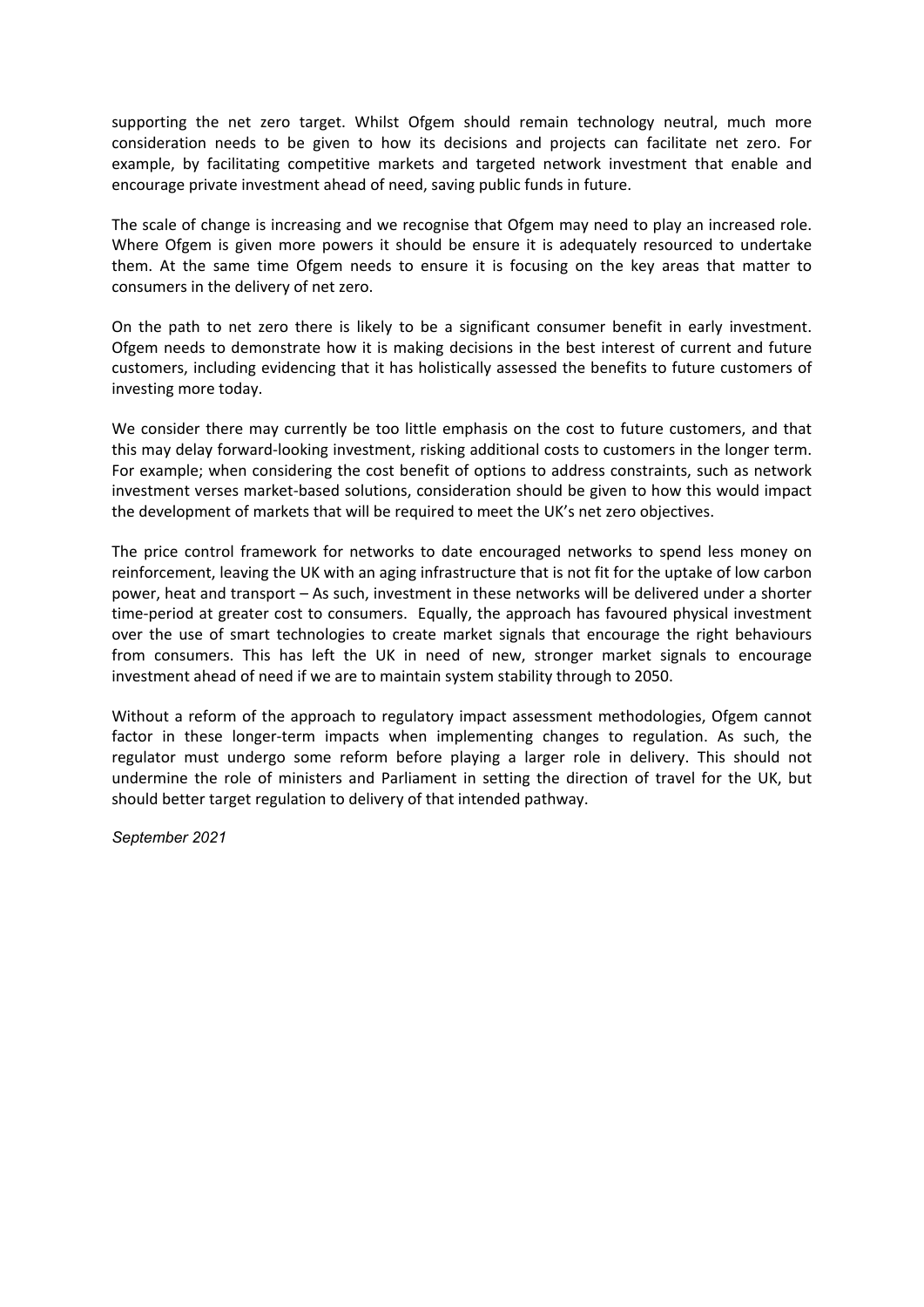supporting the net zero target. Whilst Ofgem should remain technology neutral, much more consideration needs to be given to how its decisions and projects can facilitate net zero. For example, by facilitating competitive markets and targeted network investment that enable and encourage private investment ahead of need, saving public funds in future.

The scale of change is increasing and we recognise that Ofgem may need to play an increased role. Where Ofgem is given more powers it should be ensure it is adequately resourced to undertake them. At the same time Ofgem needs to ensure it is focusing on the key areas that matter to consumers in the delivery of net zero.

On the path to net zero there is likely to be a significant consumer benefit in early investment. Ofgem needs to demonstrate how it is making decisions in the best interest of current and future customers, including evidencing that it has holistically assessed the benefits to future customers of investing more today.

We consider there may currently be too little emphasis on the cost to future customers, and that this may delay forward-looking investment, risking additional costs to customers in the longer term. For example; when considering the cost benefit of options to address constraints, such as network investment verses market-based solutions, consideration should be given to how this would impact the development of markets that will be required to meet the UK's net zero objectives.

The price control framework for networks to date encouraged networks to spend less money on reinforcement, leaving the UK with an aging infrastructure that is not fit for the uptake of low carbon power, heat and transport – As such, investment in these networks will be delivered under a shorter time-period at greater cost to consumers. Equally, the approach has favoured physical investment over the use of smart technologies to create market signals that encourage the right behaviours from consumers. This has left the UK in need of new, stronger market signals to encourage investment ahead of need if we are to maintain system stability through to 2050.

Without a reform of the approach to regulatory impact assessment methodologies, Ofgem cannot factor in these longer-term impacts when implementing changes to regulation. As such, the regulator must undergo some reform before playing a larger role in delivery. This should not undermine the role of ministers and Parliament in setting the direction of travel for the UK, but should better target regulation to delivery of that intended pathway.

*September 2021*